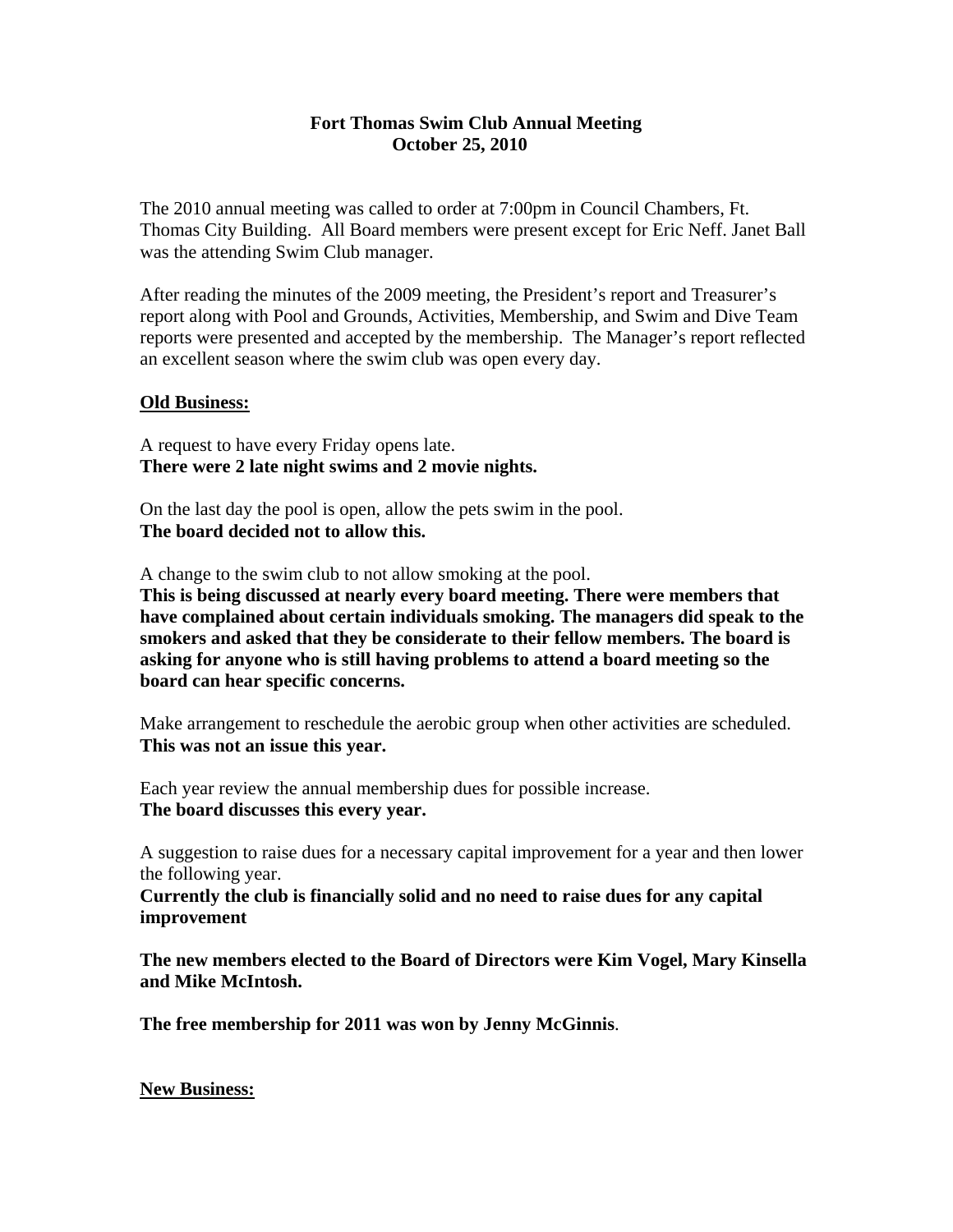**Fort Thomas Swim Club Annual Meeting**
**October 25, 2010**

The 2010 annual meeting was called to order at 7:00pm in Council Chambers, Ft. Thomas City Building. All Board members were present except for Eric Neff. Janet Ball was the attending Swim Club manager.

After reading the minutes of the 2009 meeting, the President's report and Treasurer's report along with Pool and Grounds, Activities, Membership, and Swim and Dive Team reports were presented and accepted by the membership. The Manager's report reflected an excellent season where the swim club was open every day.

**Old Business:**

A request to have every Friday opens late.
**There were 2 late night swims and 2 movie nights.**

On the last day the pool is open, allow the pets swim in the pool.
**The board decided not to allow this.**

A change to the swim club to not allow smoking at the pool.
**This is being discussed at nearly every board meeting. There were members that have complained about certain individuals smoking. The managers did speak to the smokers and asked that they be considerate to their fellow members. The board is asking for anyone who is still having problems to attend a board meeting so the board can hear specific concerns.**

Make arrangement to reschedule the aerobic group when other activities are scheduled.
**This was not an issue this year.**

Each year review the annual membership dues for possible increase.
**The board discusses this every year.**

A suggestion to raise dues for a necessary capital improvement for a year and then lower the following year.
**Currently the club is financially solid and no need to raise dues for any capital improvement**

**The new members elected to the Board of Directors were Kim Vogel, Mary Kinsella and Mike McIntosh.**

**The free membership for 2011 was won by Jenny McGinnis**.

**New Business:**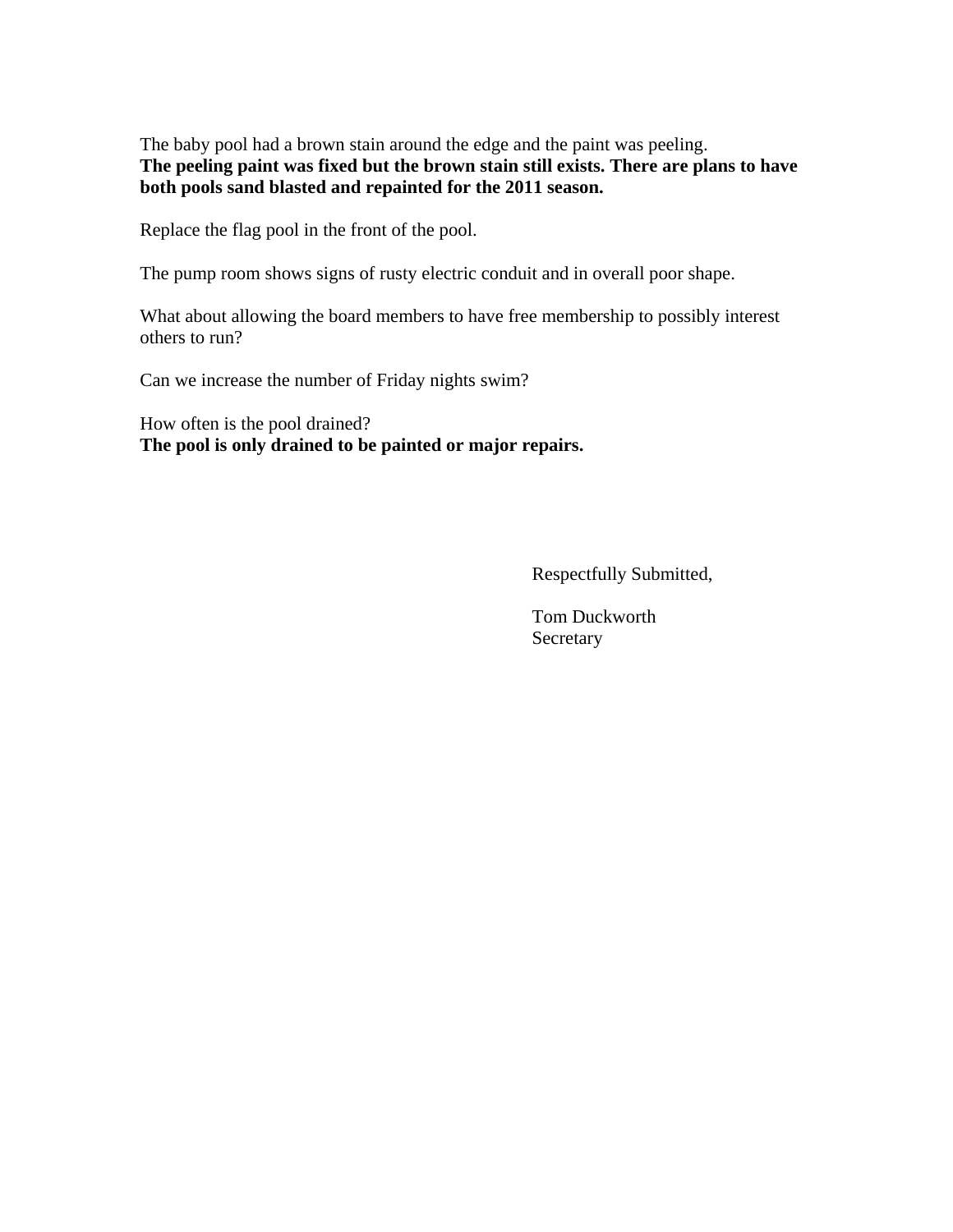The baby pool had a brown stain around the edge and the paint was peeling.
**The peeling paint was fixed but the brown stain still exists. There are plans to have both pools sand blasted and repainted for the 2011 season.**

Replace the flag pool in the front of the pool.

The pump room shows signs of rusty electric conduit and in overall poor shape.

What about allowing the board members to have free membership to possibly interest others to run?

Can we increase the number of Friday nights swim?

How often is the pool drained?
**The pool is only drained to be painted or major repairs.**

Respectfully Submitted,

Tom Duckworth
Secretary